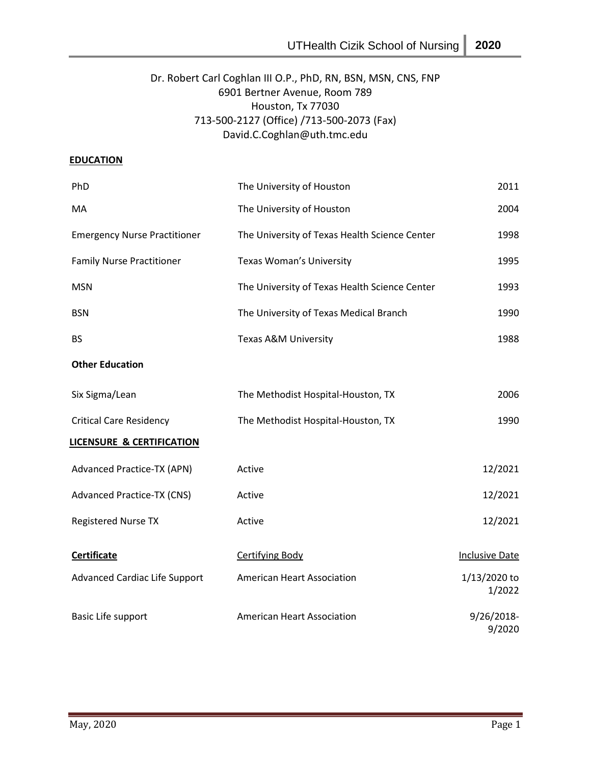Dr. Robert Carl Coghlan III O.P., PhD, RN, BSN, MSN, CNS, FNP
6901 Bertner Avenue, Room 789
Houston, Tx 77030
713-500-2127 (Office) /713-500-2073 (Fax)
David.C.Coghlan@uth.tmc.edu

## EDUCATION

| | | |
|---|---|---|
| PhD | The University of Houston | 2011 |
| MA | The University of Houston | 2004 |
| Emergency Nurse Practitioner | The University of Texas Health Science Center | 1998 |
| Family Nurse Practitioner | Texas Woman's University | 1995 |
| MSN | The University of Texas Health Science Center | 1993 |
| BSN | The University of Texas Medical Branch | 1990 |
| BS | Texas A&M University | 1988 |

**Other Education**

| | | |
|---|---|---|
| Six Sigma/Lean | The Methodist Hospital-Houston, TX | 2006 |
| Critical Care Residency | The Methodist Hospital-Houston, TX | 1990 |

## LICENSURE & CERTIFICATION

| | | |
|---|---|---|
| Advanced Practice-TX (APN) | Active | 12/2021 |
| Advanced Practice-TX (CNS) | Active | 12/2021 |
| Registered Nurse TX | Active | 12/2021 |

| Certificate | Certifying Body | Inclusive Date |
|---|---|---|
| Advanced Cardiac Life Support | American Heart Association | 1/13/2020 to 1/2022 |
| Basic Life support | American Heart Association | 9/26/2018-9/2020 |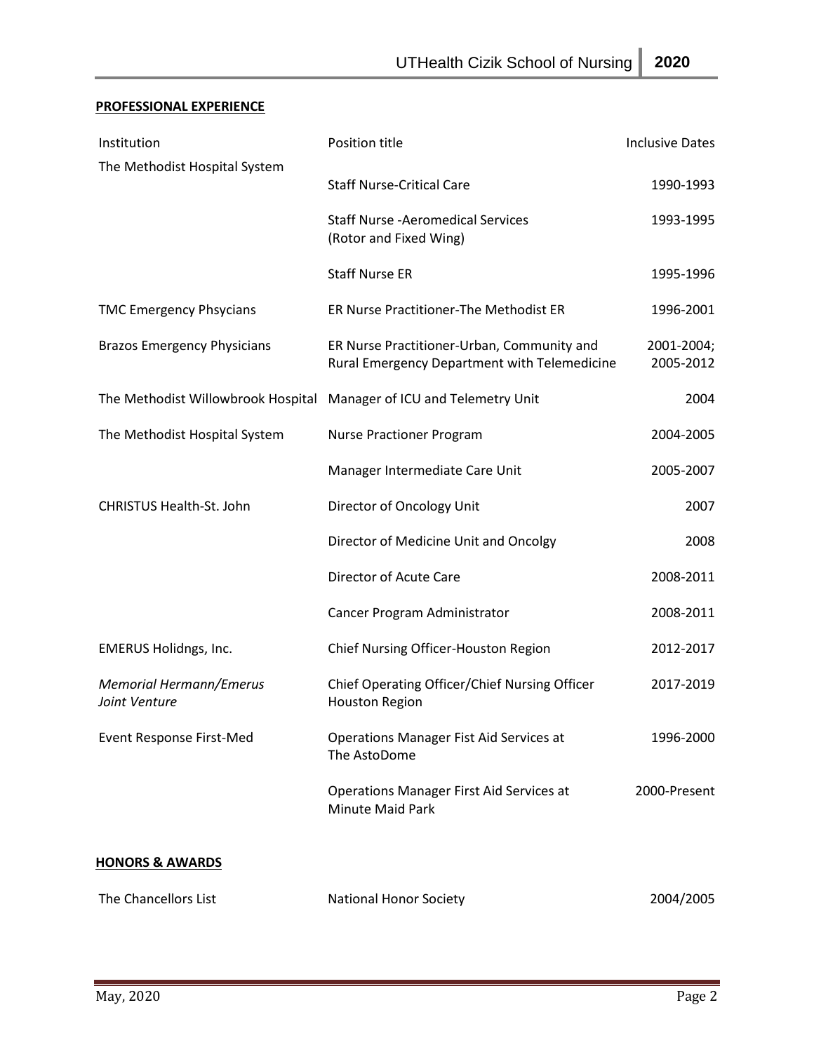**PROFESSIONAL EXPERIENCE**

| Institution | Position title | Inclusive Dates |
|---|---|---|
| The Methodist Hospital System | Staff Nurse-Critical Care | 1990-1993 |
| | Staff Nurse -Aeromedical Services (Rotor and Fixed Wing) | 1993-1995 |
| | Staff Nurse ER | 1995-1996 |
| TMC Emergency Phsycians | ER Nurse Practitioner-The Methodist ER | 1996-2001 |
| Brazos Emergency Physicians | ER Nurse Practitioner-Urban, Community and Rural Emergency Department with Telemedicine | 2001-2004; 2005-2012 |
| The Methodist Willowbrook Hospital | Manager of ICU and Telemetry Unit | 2004 |
| The Methodist Hospital System | Nurse Practioner Program | 2004-2005 |
| | Manager Intermediate Care Unit | 2005-2007 |
| CHRISTUS Health-St. John | Director of Oncology Unit | 2007 |
| | Director of Medicine Unit and Oncolgy | 2008 |
| | Director of Acute Care | 2008-2011 |
| | Cancer Program Administrator | 2008-2011 |
| EMERUS Holidngs, Inc. | Chief Nursing Officer-Houston Region | 2012-2017 |
| *Memorial Hermann/Emerus Joint Venture* | Chief Operating Officer/Chief Nursing Officer Houston Region | 2017-2019 |
| Event Response First-Med | Operations Manager Fist Aid Services at The AstoDome | 1996-2000 |
| | Operations Manager First Aid Services at Minute Maid Park | 2000-Present |

**HONORS & AWARDS**

| | | |
|---|---|---|
| The Chancellors List | National Honor Society | 2004/2005 |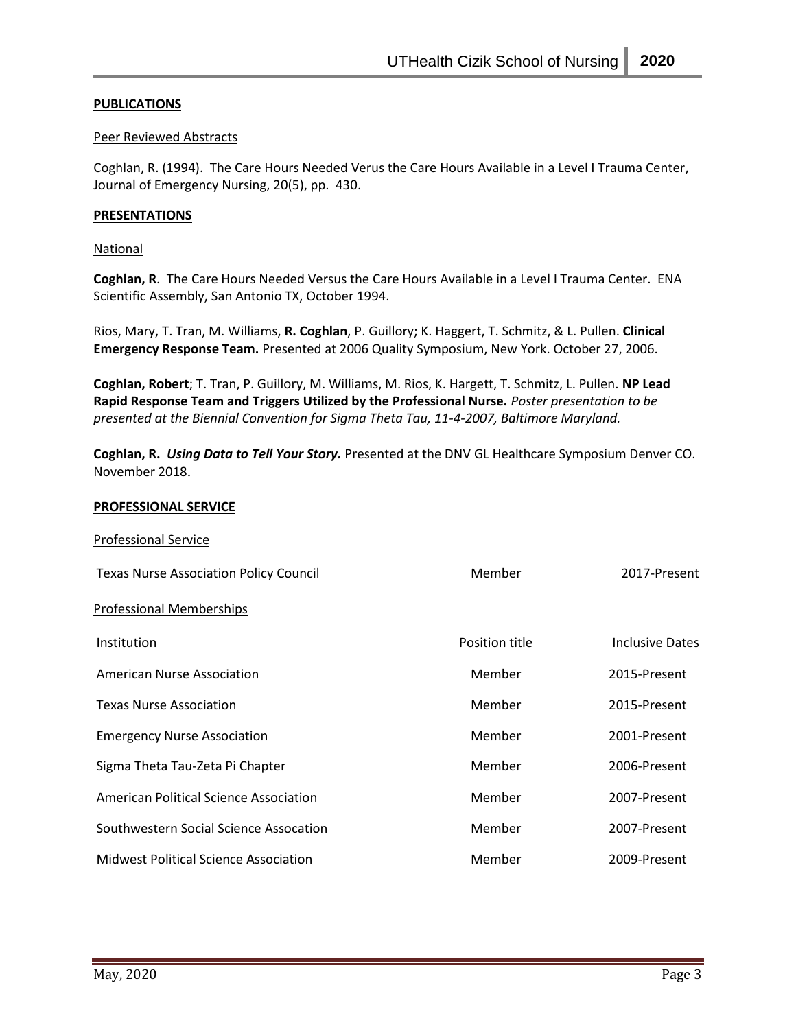**PUBLICATIONS**

Peer Reviewed Abstracts

Coghlan, R. (1994). The Care Hours Needed Verus the Care Hours Available in a Level I Trauma Center, Journal of Emergency Nursing, 20(5), pp. 430.

**PRESENTATIONS**

National

**Coghlan, R**. The Care Hours Needed Versus the Care Hours Available in a Level I Trauma Center. ENA Scientific Assembly, San Antonio TX, October 1994.

Rios, Mary, T. Tran, M. Williams, **R. Coghlan**, P. Guillory; K. Haggert, T. Schmitz, & L. Pullen. **Clinical Emergency Response Team.** Presented at 2006 Quality Symposium, New York. October 27, 2006.

**Coghlan, Robert**; T. Tran, P. Guillory, M. Williams, M. Rios, K. Hargett, T. Schmitz, L. Pullen. **NP Lead Rapid Response Team and Triggers Utilized by the Professional Nurse.** *Poster presentation to be presented at the Biennial Convention for Sigma Theta Tau, 11-4-2007, Baltimore Maryland.*

**Coghlan, R.** ***Using Data to Tell Your Story.*** Presented at the DNV GL Healthcare Symposium Denver CO. November 2018.

**PROFESSIONAL SERVICE**

Professional Service

| | | |
|---|---|---|
| Texas Nurse Association Policy Council | Member | 2017-Present |

Professional Memberships

| Institution | Position title | Inclusive Dates |
|---|---|---|
| American Nurse Association | Member | 2015-Present |
| Texas Nurse Association | Member | 2015-Present |
| Emergency Nurse Association | Member | 2001-Present |
| Sigma Theta Tau-Zeta Pi Chapter | Member | 2006-Present |
| American Political Science Association | Member | 2007-Present |
| Southwestern Social Science Assocation | Member | 2007-Present |
| Midwest Political Science Association | Member | 2009-Present |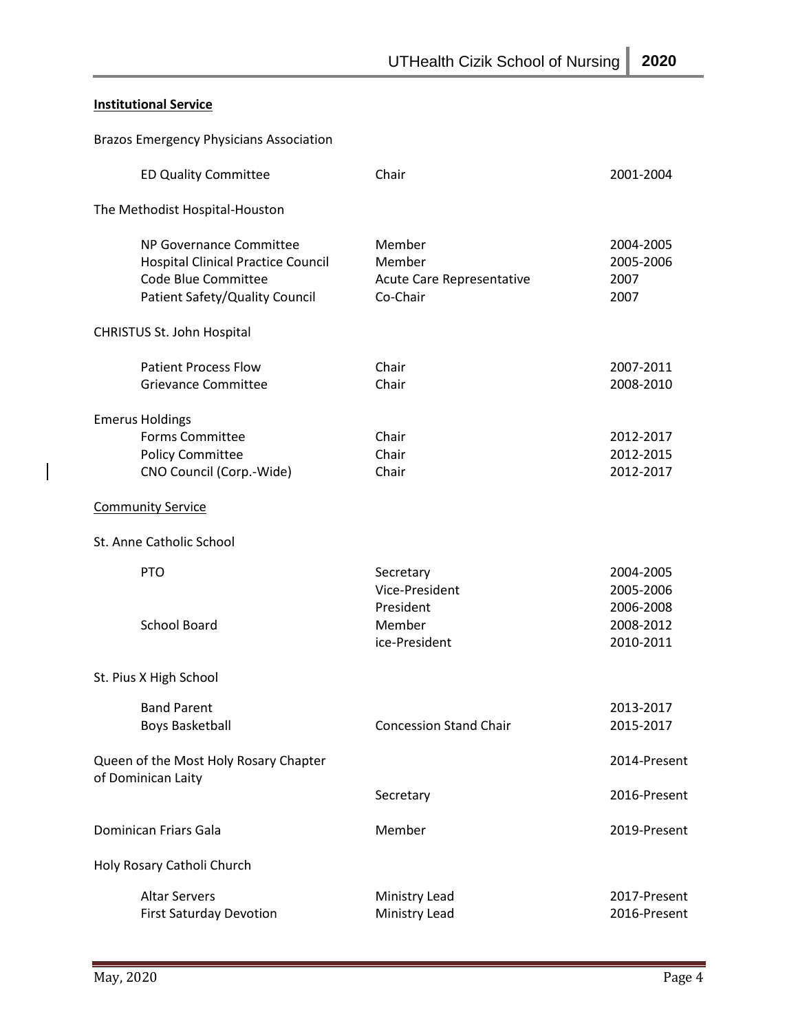**Institutional Service**

Brazos Emergency Physicians Association

| | | |
|---|---|---|
| ED Quality Committee | Chair | 2001-2004 |

The Methodist Hospital-Houston

| | | |
|---|---|---|
| NP Governance Committee | Member | 2004-2005 |
| Hospital Clinical Practice Council | Member | 2005-2006 |
| Code Blue Committee | Acute Care Representative | 2007 |
| Patient Safety/Quality Council | Co-Chair | 2007 |

CHRISTUS St. John Hospital

| | | |
|---|---|---|
| Patient Process Flow | Chair | 2007-2011 |
| Grievance Committee | Chair | 2008-2010 |

Emerus Holdings

| | | |
|---|---|---|
| Forms Committee | Chair | 2012-2017 |
| Policy Committee | Chair | 2012-2015 |
| CNO Council (Corp.-Wide) | Chair | 2012-2017 |

Community Service

St. Anne Catholic School

| | | |
|---|---|---|
| PTO | Secretary | 2004-2005 |
| | Vice-President | 2005-2006 |
| | President | 2006-2008 |
| School Board | Member | 2008-2012 |
| | ice-President | 2010-2011 |

St. Pius X High School

| | | |
|---|---|---|
| Band Parent | | 2013-2017 |
| Boys Basketball | Concession Stand Chair | 2015-2017 |

| | | |
|---|---|---|
| Queen of the Most Holy Rosary Chapter of Dominican Laity | | 2014-Present |
| | Secretary | 2016-Present |
| Dominican Friars Gala | Member | 2019-Present |

Holy Rosary Catholi Church

| | | |
|---|---|---|
| Altar Servers | Ministry Lead | 2017-Present |
| First Saturday Devotion | Ministry Lead | 2016-Present |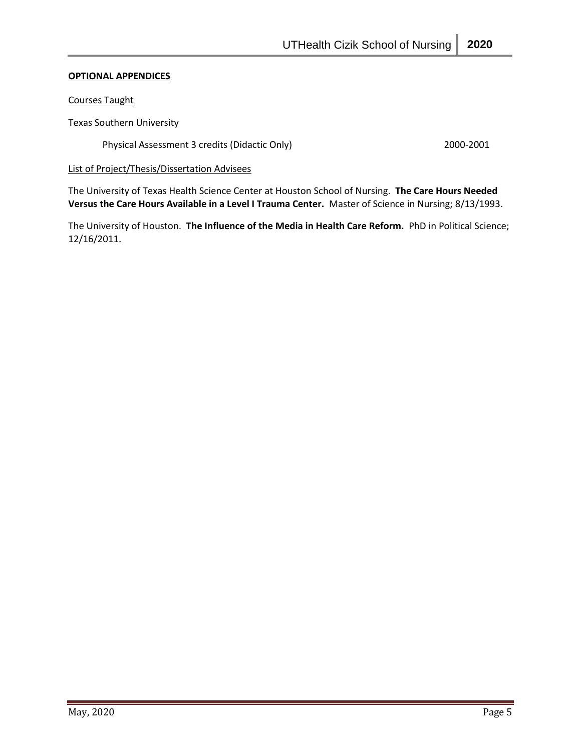**OPTIONAL APPENDICES**

Courses Taught

Texas Southern University

Physical Assessment 3 credits (Didactic Only) 2000-2001

List of Project/Thesis/Dissertation Advisees

The University of Texas Health Science Center at Houston School of Nursing. **The Care Hours Needed Versus the Care Hours Available in a Level I Trauma Center.** Master of Science in Nursing; 8/13/1993.

The University of Houston. **The Influence of the Media in Health Care Reform.** PhD in Political Science; 12/16/2011.